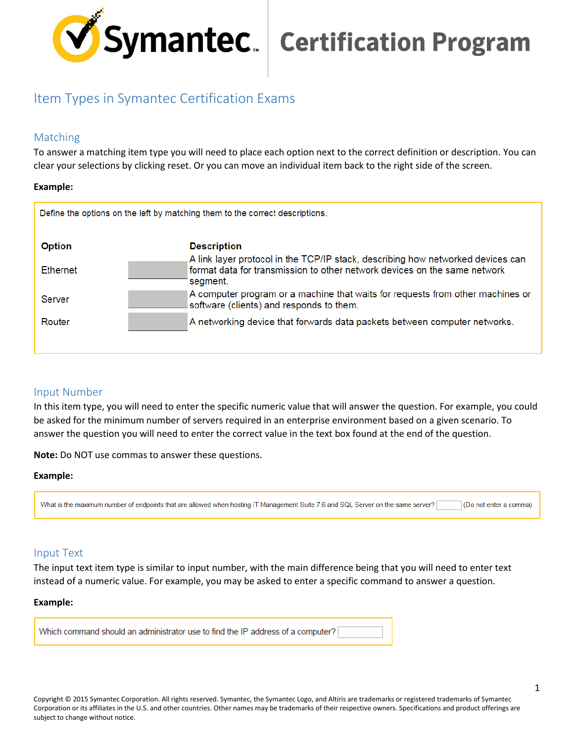# Symantec Certification Program

## Item Types in Symantec Certification Exams

### Matching

To answer a matching item type you will need to place each option next to the correct definition or description. You can clear your selections by clicking reset. Or you can move an individual item back to the right side of the screen.

**Example:**

Define the options on the left by matching them to the correct descriptions.

| Option | | Description |
|---|---|---|
| Ethernet | | A link layer protocol in the TCP/IP stack, describing how networked devices can format data for transmission to other network devices on the same network segment. |
| Server | | A computer program or a machine that waits for requests from other machines or software (clients) and responds to them. |
| Router | | A networking device that forwards data packets between computer networks. |

### Input Number

In this item type, you will need to enter the specific numeric value that will answer the question. For example, you could be asked for the minimum number of servers required in an enterprise environment based on a given scenario. To answer the question you will need to enter the correct value in the text box found at the end of the question.

**Note:** Do NOT use commas to answer these questions.

**Example:**

What is the maximum number of endpoints that are allowed when hosting IT Management Suite 7.6 and SQL Server on the same server? ______ (Do not enter a comma)

### Input Text

The input text item type is similar to input number, with the main difference being that you will need to enter text instead of a numeric value. For example, you may be asked to enter a specific command to answer a question.

**Example:**

Which command should an administrator use to find the IP address of a computer? ______

Copyright © 2015 Symantec Corporation. All rights reserved. Symantec, the Symantec Logo, and Altiris are trademarks or registered trademarks of Symantec Corporation or its affiliates in the U.S. and other countries. Other names may be trademarks of their respective owners. Specifications and product offerings are subject to change without notice.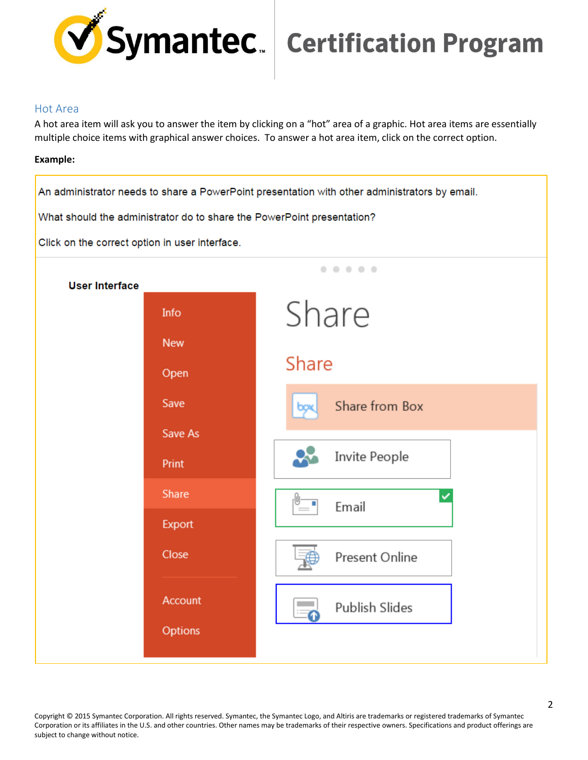## Hot Area

A hot area item will ask you to answer the item by clicking on a "hot" area of a graphic. Hot area items are essentially multiple choice items with graphical answer choices. To answer a hot area item, click on the correct option.

**Example:**

An administrator needs to share a PowerPoint presentation with other administrators by email.

What should the administrator do to share the PowerPoint presentation?

Click on the correct option in user interface.

**User Interface**

- Info
- New
- Open
- Save
- Save As
- Print
- Share
- Export
- Close
- Account
- Options

Share

Share

- Share from Box
- Invite People
- Email
- Present Online
- Publish Slides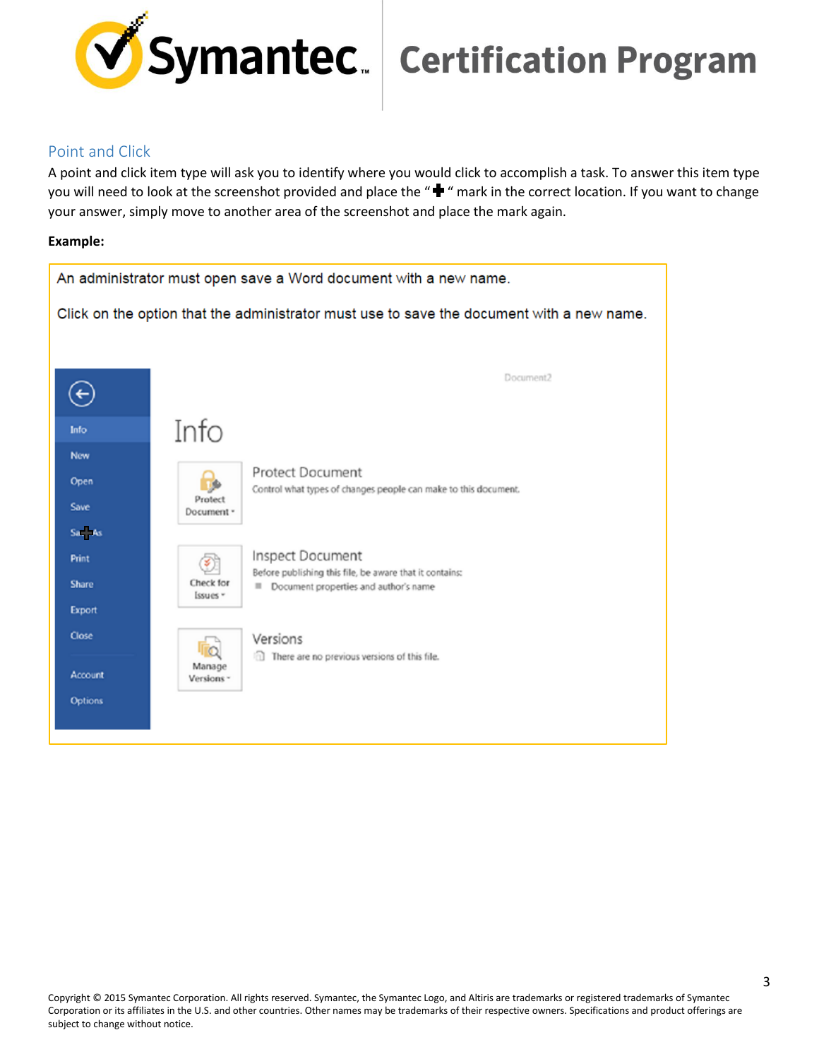## Point and Click

A point and click item type will ask you to identify where you would click to accomplish a task. To answer this item type you will need to look at the screenshot provided and place the "✚" mark in the correct location. If you want to change your answer, simply move to another area of the screenshot and place the mark again.

**Example:**

An administrator must open save a Word document with a new name.

Click on the option that the administrator must use to save the document with a new name.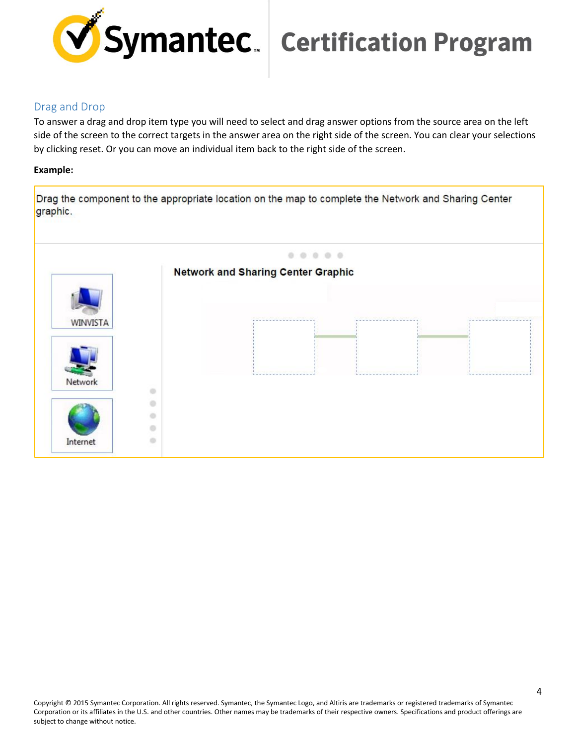## Drag and Drop

To answer a drag and drop item type you will need to select and drag answer options from the source area on the left side of the screen to the correct targets in the answer area on the right side of the screen. You can clear your selections by clicking reset. Or you can move an individual item back to the right side of the screen.

**Example:**

Drag the component to the appropriate location on the map to complete the Network and Sharing Center graphic.

WINVISTA

Network

Internet

**Network and Sharing Center Graphic**

Copyright © 2015 Symantec Corporation. All rights reserved. Symantec, the Symantec Logo, and Altiris are trademarks or registered trademarks of Symantec Corporation or its affiliates in the U.S. and other countries. Other names may be trademarks of their respective owners. Specifications and product offerings are subject to change without notice.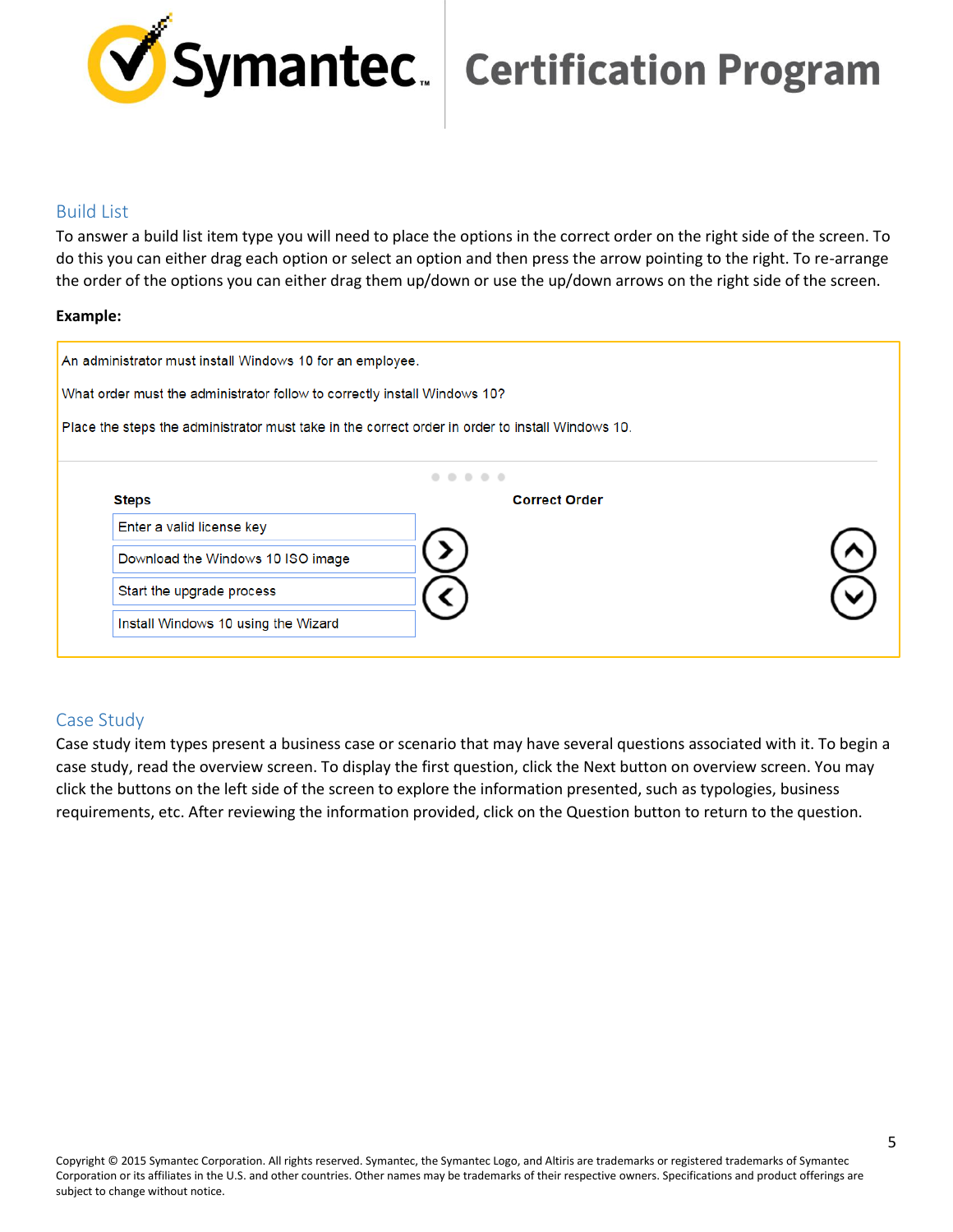## Build List

To answer a build list item type you will need to place the options in the correct order on the right side of the screen. To do this you can either drag each option or select an option and then press the arrow pointing to the right. To re-arrange the order of the options you can either drag them up/down or use the up/down arrows on the right side of the screen.

**Example:**

An administrator must install Windows 10 for an employee.

What order must the administrator follow to correctly install Windows 10?

Place the steps the administrator must take in the correct order in order to install Windows 10.

**Steps**

- Enter a valid license key
- Download the Windows 10 ISO image
- Start the upgrade process
- Install Windows 10 using the Wizard

**Correct Order**

## Case Study

Case study item types present a business case or scenario that may have several questions associated with it. To begin a case study, read the overview screen. To display the first question, click the Next button on overview screen. You may click the buttons on the left side of the screen to explore the information presented, such as typologies, business requirements, etc. After reviewing the information provided, click on the Question button to return to the question.

Copyright © 2015 Symantec Corporation. All rights reserved. Symantec, the Symantec Logo, and Altiris are trademarks or registered trademarks of Symantec Corporation or its affiliates in the U.S. and other countries. Other names may be trademarks of their respective owners. Specifications and product offerings are subject to change without notice.